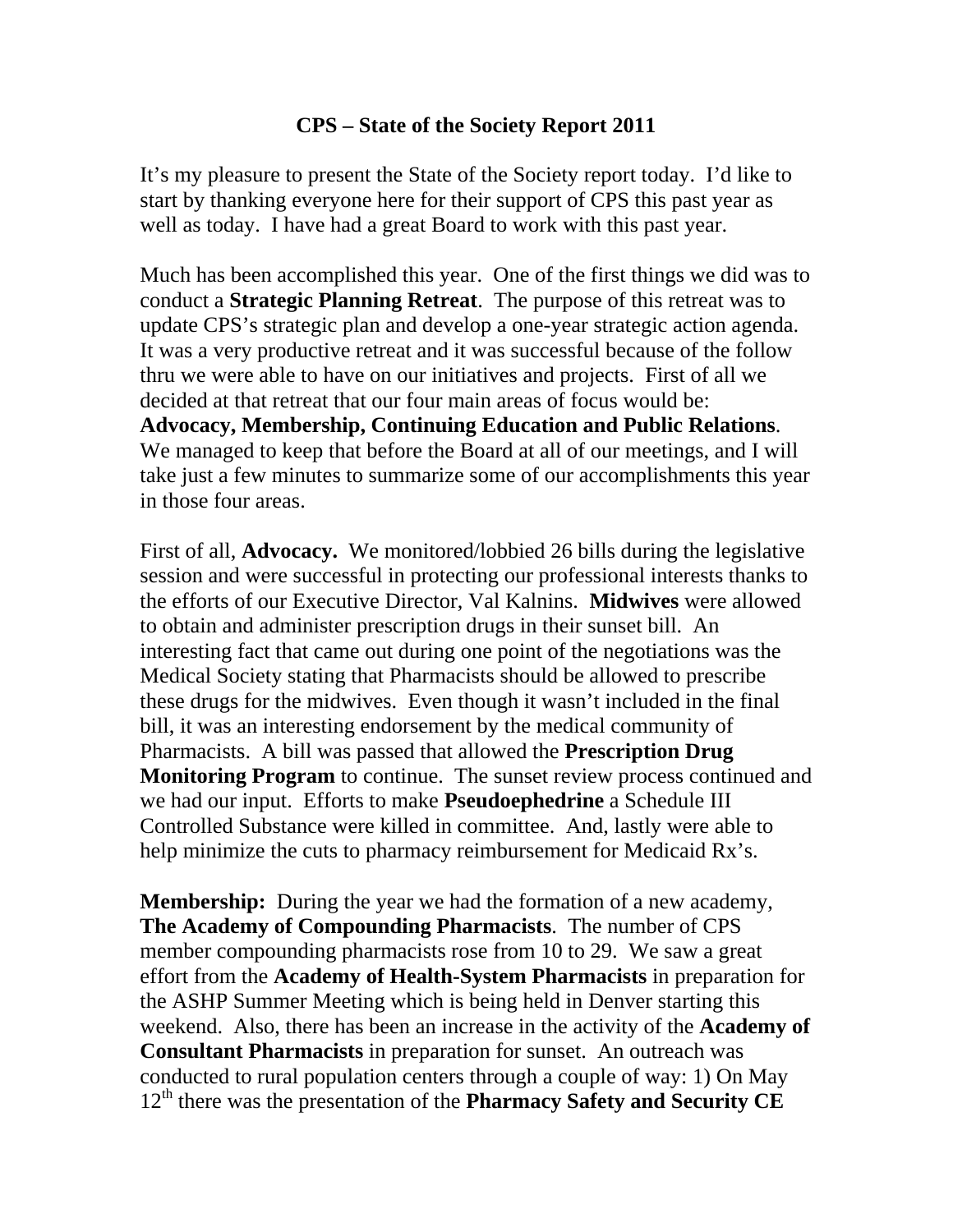# CPS – State of the Society Report 2011

It's my pleasure to present the State of the Society report today. I'd like to start by thanking everyone here for their support of CPS this past year as well as today. I have had a great Board to work with this past year.

Much has been accomplished this year. One of the first things we did was to conduct a **Strategic Planning Retreat**. The purpose of this retreat was to update CPS's strategic plan and develop a one-year strategic action agenda. It was a very productive retreat and it was successful because of the follow thru we were able to have on our initiatives and projects. First of all we decided at that retreat that our four main areas of focus would be: **Advocacy, Membership, Continuing Education and Public Relations**. We managed to keep that before the Board at all of our meetings, and I will take just a few minutes to summarize some of our accomplishments this year in those four areas.

First of all, **Advocacy.** We monitored/lobbied 26 bills during the legislative session and were successful in protecting our professional interests thanks to the efforts of our Executive Director, Val Kalnins. **Midwives** were allowed to obtain and administer prescription drugs in their sunset bill. An interesting fact that came out during one point of the negotiations was the Medical Society stating that Pharmacists should be allowed to prescribe these drugs for the midwives. Even though it wasn't included in the final bill, it was an interesting endorsement by the medical community of Pharmacists. A bill was passed that allowed the **Prescription Drug Monitoring Program** to continue. The sunset review process continued and we had our input. Efforts to make **Pseudoephedrine** a Schedule III Controlled Substance were killed in committee. And, lastly were able to help minimize the cuts to pharmacy reimbursement for Medicaid Rx's.

**Membership:** During the year we had the formation of a new academy, **The Academy of Compounding Pharmacists**. The number of CPS member compounding pharmacists rose from 10 to 29. We saw a great effort from the **Academy of Health-System Pharmacists** in preparation for the ASHP Summer Meeting which is being held in Denver starting this weekend. Also, there has been an increase in the activity of the **Academy of Consultant Pharmacists** in preparation for sunset. An outreach was conducted to rural population centers through a couple of way: 1) On May 12th there was the presentation of the **Pharmacy Safety and Security CE**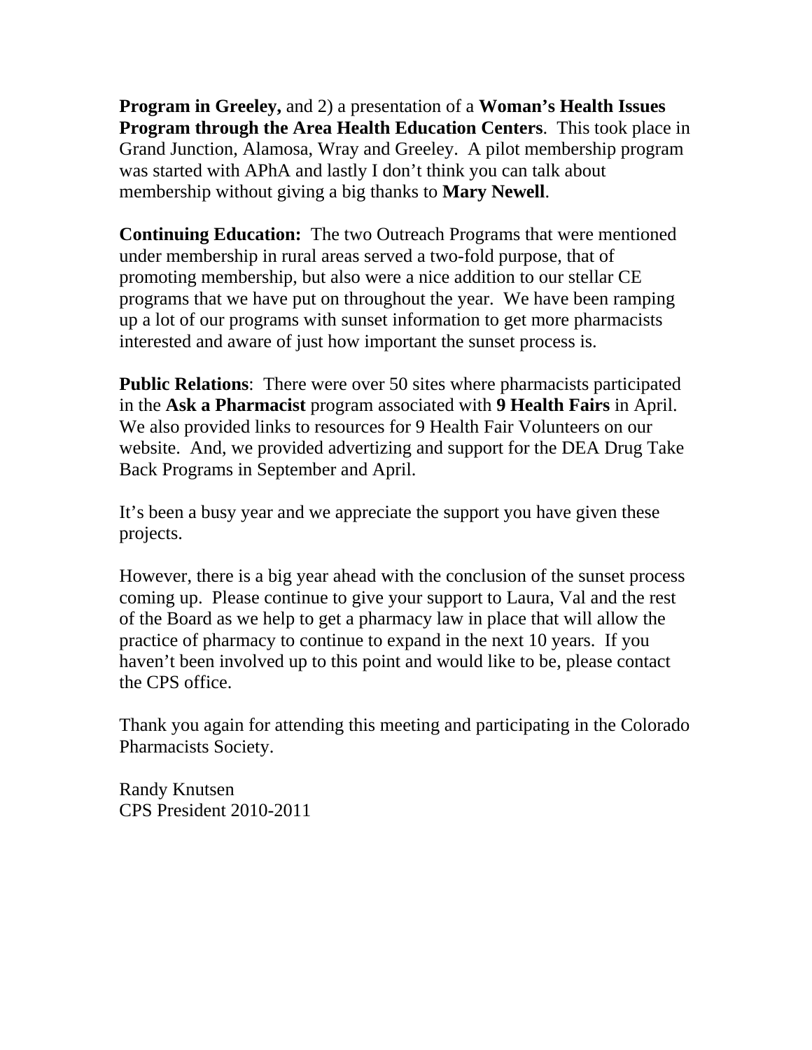**Program in Greeley,** and 2) a presentation of a **Woman's Health Issues Program through the Area Health Education Centers**. This took place in Grand Junction, Alamosa, Wray and Greeley. A pilot membership program was started with APhA and lastly I don't think you can talk about membership without giving a big thanks to **Mary Newell**.

**Continuing Education:** The two Outreach Programs that were mentioned under membership in rural areas served a two-fold purpose, that of promoting membership, but also were a nice addition to our stellar CE programs that we have put on throughout the year. We have been ramping up a lot of our programs with sunset information to get more pharmacists interested and aware of just how important the sunset process is.

**Public Relations**: There were over 50 sites where pharmacists participated in the **Ask a Pharmacist** program associated with **9 Health Fairs** in April. We also provided links to resources for 9 Health Fair Volunteers on our website. And, we provided advertizing and support for the DEA Drug Take Back Programs in September and April.

It's been a busy year and we appreciate the support you have given these projects.

However, there is a big year ahead with the conclusion of the sunset process coming up. Please continue to give your support to Laura, Val and the rest of the Board as we help to get a pharmacy law in place that will allow the practice of pharmacy to continue to expand in the next 10 years. If you haven't been involved up to this point and would like to be, please contact the CPS office.

Thank you again for attending this meeting and participating in the Colorado Pharmacists Society.

Randy Knutsen
CPS President 2010-2011